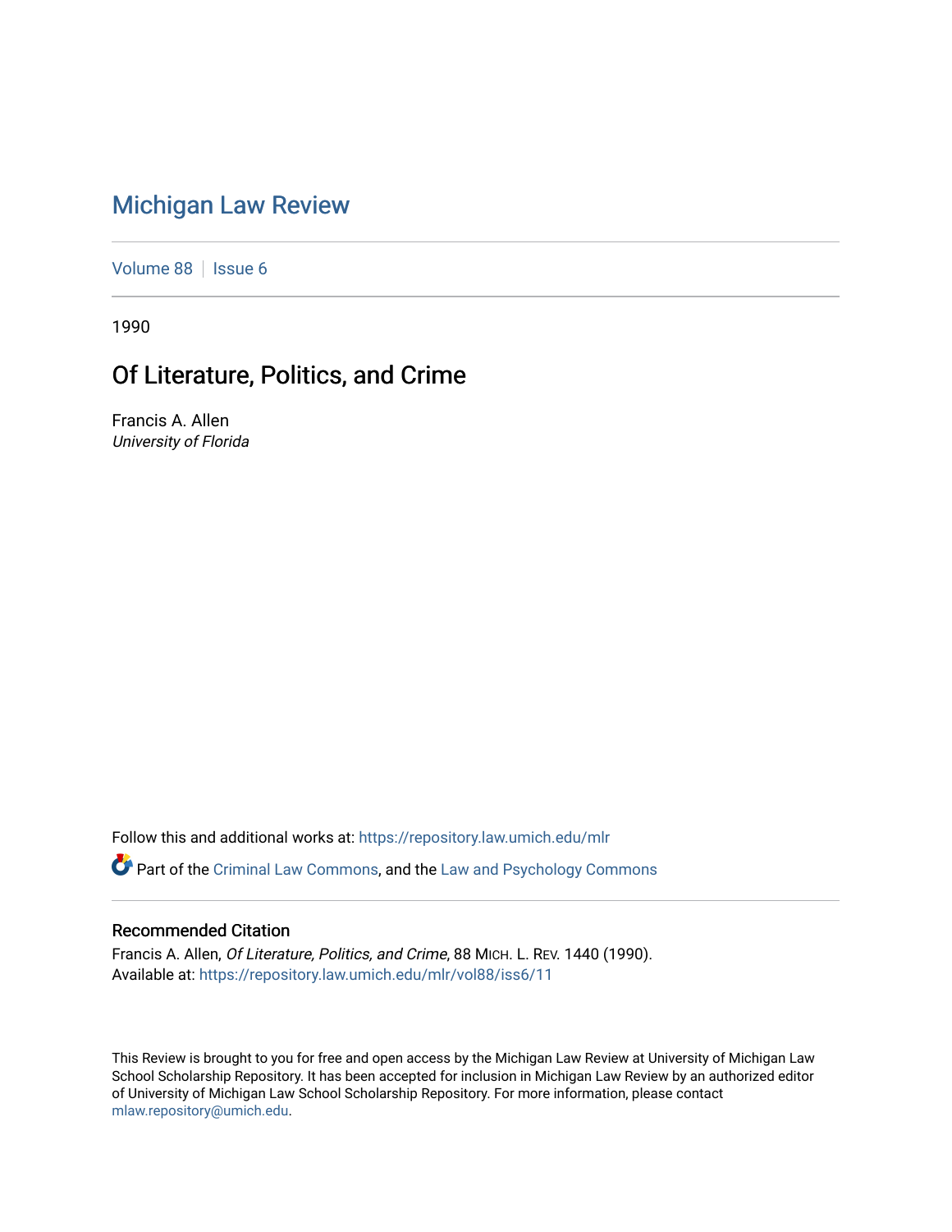# Michigan Law Review

Volume 88 | Issue 6

1990

## Of Literature, Politics, and Crime

Francis A. Allen
*University of Florida*

Follow this and additional works at: https://repository.law.umich.edu/mlr

Part of the Criminal Law Commons, and the Law and Psychology Commons

### Recommended Citation

Francis A. Allen, *Of Literature, Politics, and Crime*, 88 MICH. L. REV. 1440 (1990).
Available at: https://repository.law.umich.edu/mlr/vol88/iss6/11

This Review is brought to you for free and open access by the Michigan Law Review at University of Michigan Law School Scholarship Repository. It has been accepted for inclusion in Michigan Law Review by an authorized editor of University of Michigan Law School Scholarship Repository. For more information, please contact mlaw.repository@umich.edu.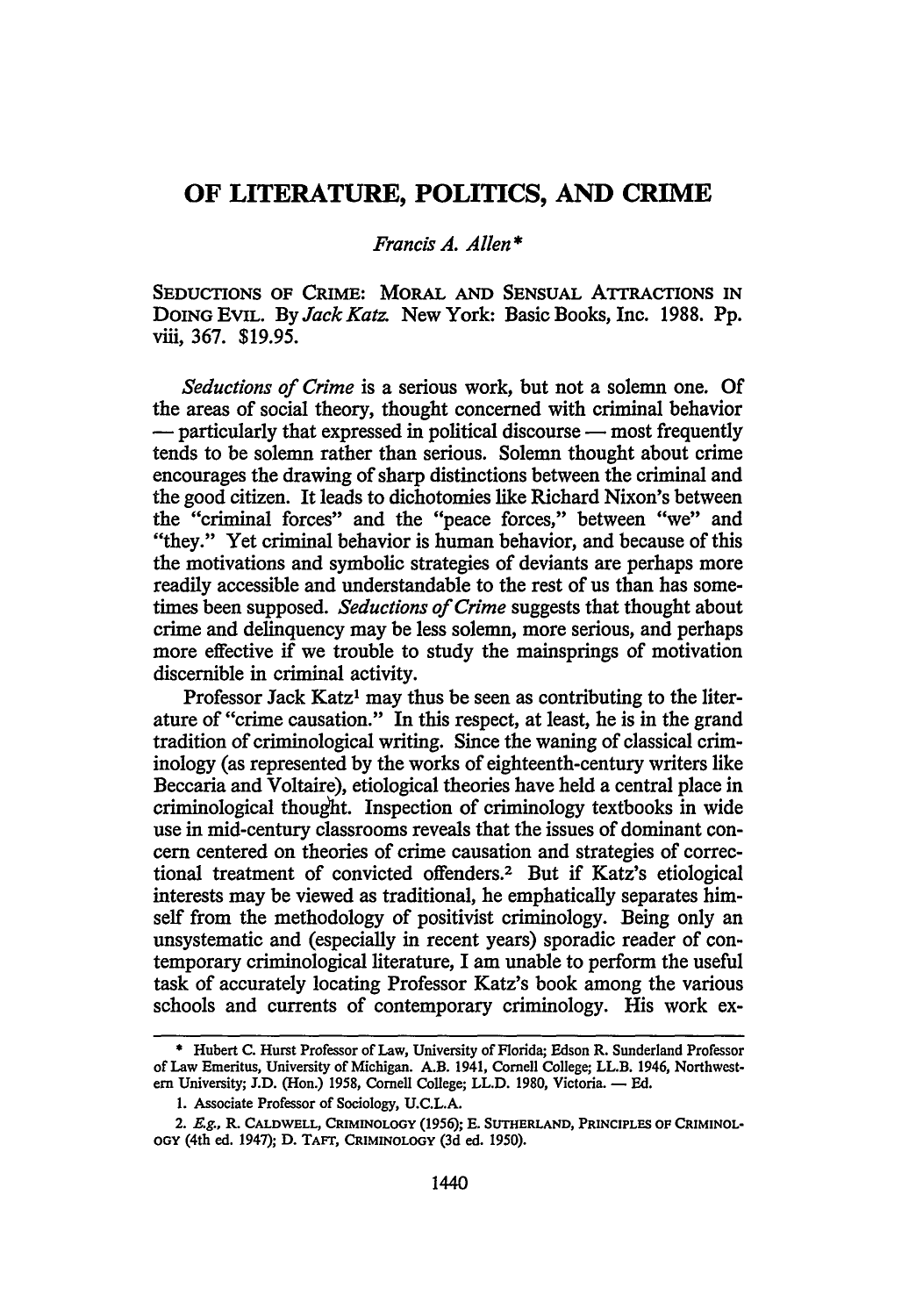# OF LITERATURE, POLITICS, AND CRIME

*Francis A. Allen**

SEDUCTIONS OF CRIME: MORAL AND SENSUAL ATTRACTIONS IN DOING EVIL. By *Jack Katz.* New York: Basic Books, Inc. 1988. Pp. viii, 367. $19.95.

*Seductions of Crime* is a serious work, but not a solemn one. Of the areas of social theory, thought concerned with criminal behavior — particularly that expressed in political discourse — most frequently tends to be solemn rather than serious. Solemn thought about crime encourages the drawing of sharp distinctions between the criminal and the good citizen. It leads to dichotomies like Richard Nixon's between the "criminal forces" and the "peace forces," between "we" and "they." Yet criminal behavior is human behavior, and because of this the motivations and symbolic strategies of deviants are perhaps more readily accessible and understandable to the rest of us than has sometimes been supposed. *Seductions of Crime* suggests that thought about crime and delinquency may be less solemn, more serious, and perhaps more effective if we trouble to study the mainsprings of motivation discernible in criminal activity.

Professor Jack Katz[1] may thus be seen as contributing to the literature of "crime causation." In this respect, at least, he is in the grand tradition of criminological writing. Since the waning of classical criminology (as represented by the works of eighteenth-century writers like Beccaria and Voltaire), etiological theories have held a central place in criminological thought. Inspection of criminology textbooks in wide use in mid-century classrooms reveals that the issues of dominant concern centered on theories of crime causation and strategies of correctional treatment of convicted offenders.[2] But if Katz's etiological interests may be viewed as traditional, he emphatically separates himself from the methodology of positivist criminology. Being only an unsystematic and (especially in recent years) sporadic reader of contemporary criminological literature, I am unable to perform the useful task of accurately locating Professor Katz's book among the various schools and currents of contemporary criminology. His work ex-

---

* Hubert C. Hurst Professor of Law, University of Florida; Edson R. Sunderland Professor of Law Emeritus, University of Michigan. A.B. 1941, Cornell College; LL.B. 1946, Northwestern University; J.D. (Hon.) 1958, Cornell College; LL.D. 1980, Victoria. — Ed.

1. Associate Professor of Sociology, U.C.L.A.

2. *E.g.*, R. CALDWELL, CRIMINOLOGY (1956); E. SUTHERLAND, PRINCIPLES OF CRIMINOLOGY (4th ed. 1947); D. TAFT, CRIMINOLOGY (3d ed. 1950).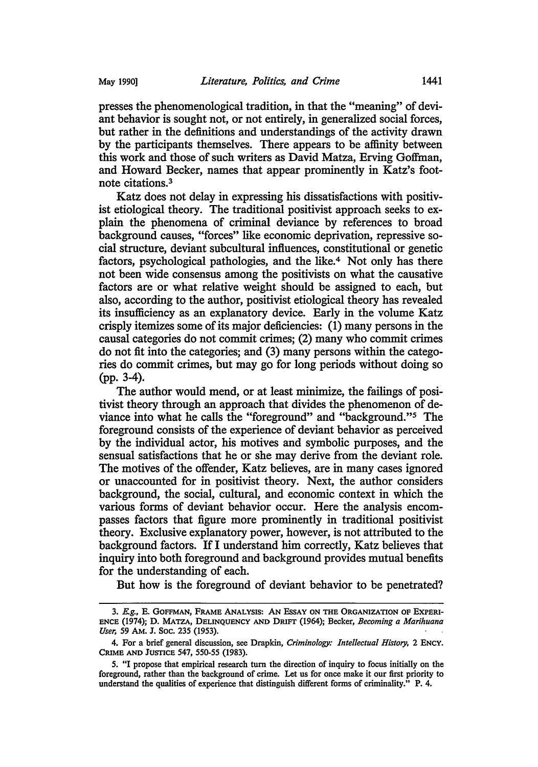presses the phenomenological tradition, in that the "meaning" of deviant behavior is sought not, or not entirely, in generalized social forces, but rather in the definitions and understandings of the activity drawn by the participants themselves. There appears to be affinity between this work and those of such writers as David Matza, Erving Goffman, and Howard Becker, names that appear prominently in Katz's footnote citations.[3]

Katz does not delay in expressing his dissatisfactions with positivist etiological theory. The traditional positivist approach seeks to explain the phenomena of criminal deviance by references to broad background causes, "forces" like economic deprivation, repressive social structure, deviant subcultural influences, constitutional or genetic factors, psychological pathologies, and the like.[4] Not only has there not been wide consensus among the positivists on what the causative factors are or what relative weight should be assigned to each, but also, according to the author, positivist etiological theory has revealed its insufficiency as an explanatory device. Early in the volume Katz crisply itemizes some of its major deficiencies: (1) many persons in the causal categories do not commit crimes; (2) many who commit crimes do not fit into the categories; and (3) many persons within the categories do commit crimes, but may go for long periods without doing so (pp. 3-4).

The author would mend, or at least minimize, the failings of positivist theory through an approach that divides the phenomenon of deviance into what he calls the "foreground" and "background."[5] The foreground consists of the experience of deviant behavior as perceived by the individual actor, his motives and symbolic purposes, and the sensual satisfactions that he or she may derive from the deviant role. The motives of the offender, Katz believes, are in many cases ignored or unaccounted for in positivist theory. Next, the author considers background, the social, cultural, and economic context in which the various forms of deviant behavior occur. Here the analysis encompasses factors that figure more prominently in traditional positivist theory. Exclusive explanatory power, however, is not attributed to the background factors. If I understand him correctly, Katz believes that inquiry into both foreground and background provides mutual benefits for the understanding of each.

But how is the foreground of deviant behavior to be penetrated?

---

3. *E.g.*, E. GOFFMAN, FRAME ANALYSIS: AN ESSAY ON THE ORGANIZATION OF EXPERIENCE (1974); D. MATZA, DELINQUENCY AND DRIFT (1964); Becker, *Becoming a Marihuana User*, 59 AM. J. SOC. 235 (1953).

4. For a brief general discussion, see Drapkin, *Criminology: Intellectual History*, 2 ENCY. CRIME AND JUSTICE 547, 550-55 (1983).

5. "I propose that empirical research turn the direction of inquiry to focus initially on the foreground, rather than the background of crime. Let us for once make it our first priority to understand the qualities of experience that distinguish different forms of criminality." P. 4.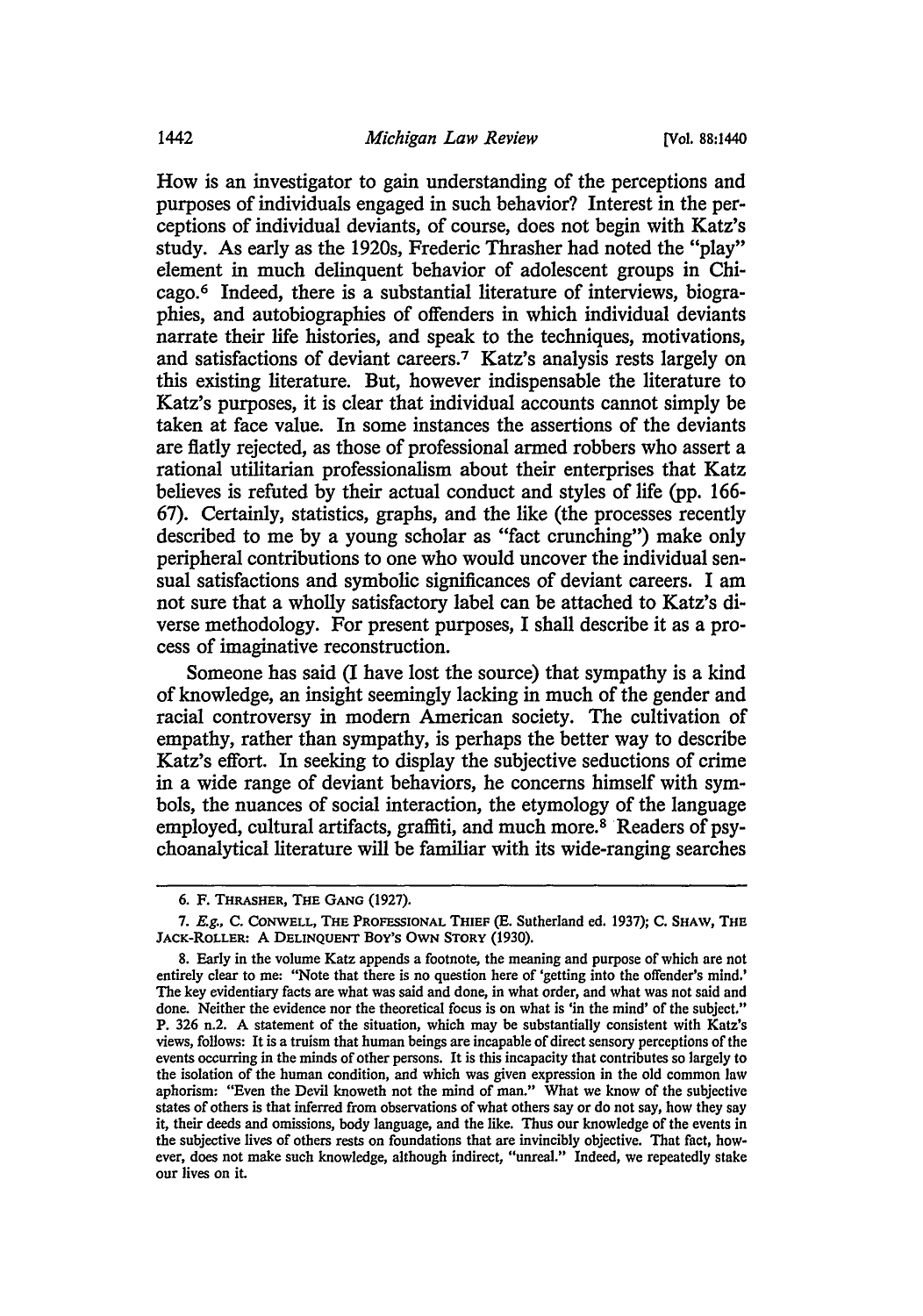How is an investigator to gain understanding of the perceptions and purposes of individuals engaged in such behavior? Interest in the perceptions of individual deviants, of course, does not begin with Katz's study. As early as the 1920s, Frederic Thrasher had noted the "play" element in much delinquent behavior of adolescent groups in Chicago.[6] Indeed, there is a substantial literature of interviews, biographies, and autobiographies of offenders in which individual deviants narrate their life histories, and speak to the techniques, motivations, and satisfactions of deviant careers.[7] Katz's analysis rests largely on this existing literature. But, however indispensable the literature to Katz's purposes, it is clear that individual accounts cannot simply be taken at face value. In some instances the assertions of the deviants are flatly rejected, as those of professional armed robbers who assert a rational utilitarian professionalism about their enterprises that Katz believes is refuted by their actual conduct and styles of life (pp. 166-67). Certainly, statistics, graphs, and the like (the processes recently described to me by a young scholar as "fact crunching") make only peripheral contributions to one who would uncover the individual sensual satisfactions and symbolic significances of deviant careers. I am not sure that a wholly satisfactory label can be attached to Katz's diverse methodology. For present purposes, I shall describe it as a process of imaginative reconstruction.

Someone has said (I have lost the source) that sympathy is a kind of knowledge, an insight seemingly lacking in much of the gender and racial controversy in modern American society. The cultivation of empathy, rather than sympathy, is perhaps the better way to describe Katz's effort. In seeking to display the subjective seductions of crime in a wide range of deviant behaviors, he concerns himself with symbols, the nuances of social interaction, the etymology of the language employed, cultural artifacts, graffiti, and much more.[8] Readers of psychoanalytical literature will be familiar with its wide-ranging searches

---

6. F. THRASHER, THE GANG (1927).

7. *E.g.*, C. CONWELL, THE PROFESSIONAL THIEF (E. Sutherland ed. 1937); C. SHAW, THE JACK-ROLLER: A DELINQUENT BOY'S OWN STORY (1930).

8. Early in the volume Katz appends a footnote, the meaning and purpose of which are not entirely clear to me: "Note that there is no question here of 'getting into the offender's mind.' The key evidentiary facts are what was said and done, in what order, and what was not said and done. Neither the evidence nor the theoretical focus is on what is 'in the mind' of the subject." P. 326 n.2. A statement of the situation, which may be substantially consistent with Katz's views, follows: It is a truism that human beings are incapable of direct sensory perceptions of the events occurring in the minds of other persons. It is this incapacity that contributes so largely to the isolation of the human condition, and which was given expression in the old common law aphorism: "Even the Devil knoweth not the mind of man." What we know of the subjective states of others is that inferred from observations of what others say or do not say, how they say it, their deeds and omissions, body language, and the like. Thus our knowledge of the events in the subjective lives of others rests on foundations that are invincibly objective. That fact, however, does not make such knowledge, although indirect, "unreal." Indeed, we repeatedly stake our lives on it.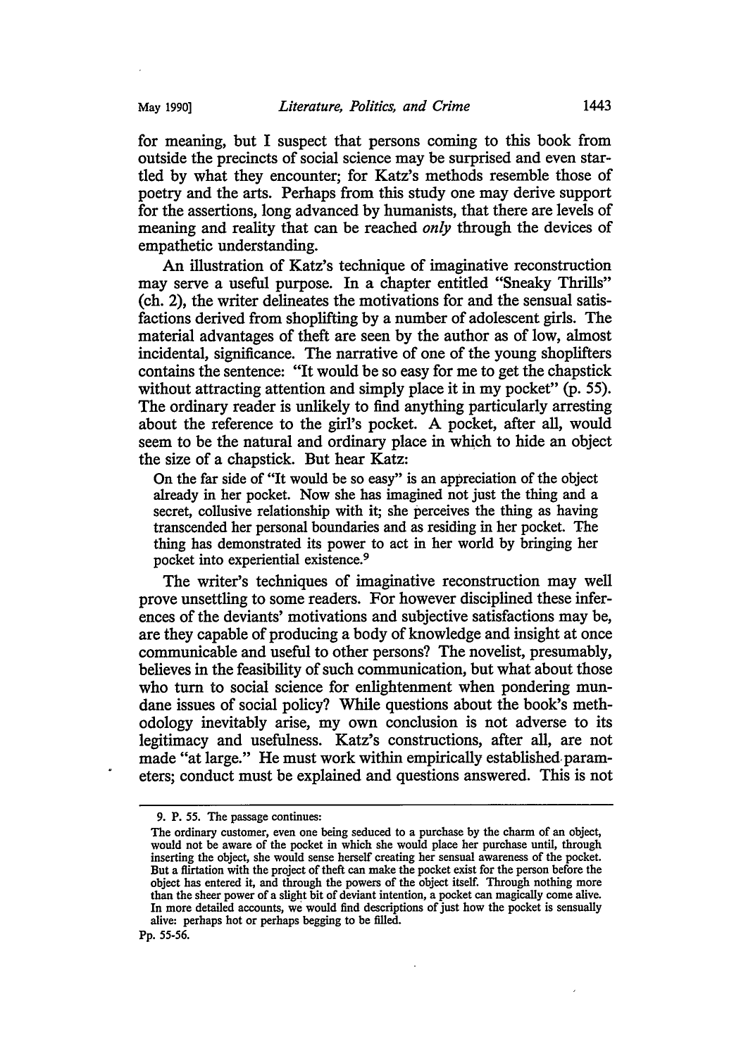for meaning, but I suspect that persons coming to this book from outside the precincts of social science may be surprised and even startled by what they encounter; for Katz's methods resemble those of poetry and the arts. Perhaps from this study one may derive support for the assertions, long advanced by humanists, that there are levels of meaning and reality that can be reached *only* through the devices of empathetic understanding.

An illustration of Katz's technique of imaginative reconstruction may serve a useful purpose. In a chapter entitled "Sneaky Thrills" (ch. 2), the writer delineates the motivations for and the sensual satisfactions derived from shoplifting by a number of adolescent girls. The material advantages of theft are seen by the author as of low, almost incidental, significance. The narrative of one of the young shoplifters contains the sentence: "It would be so easy for me to get the chapstick without attracting attention and simply place it in my pocket" (p. 55). The ordinary reader is unlikely to find anything particularly arresting about the reference to the girl's pocket. A pocket, after all, would seem to be the natural and ordinary place in which to hide an object the size of a chapstick. But hear Katz:

> On the far side of "It would be so easy" is an appreciation of the object already in her pocket. Now she has imagined not just the thing and a secret, collusive relationship with it; she perceives the thing as having transcended her personal boundaries and as residing in her pocket. The thing has demonstrated its power to act in her world by bringing her pocket into experiential existence.[9]

The writer's techniques of imaginative reconstruction may well prove unsettling to some readers. For however disciplined these inferences of the deviants' motivations and subjective satisfactions may be, are they capable of producing a body of knowledge and insight at once communicable and useful to other persons? The novelist, presumably, believes in the feasibility of such communication, but what about those who turn to social science for enlightenment when pondering mundane issues of social policy? While questions about the book's methodology inevitably arise, my own conclusion is not adverse to its legitimacy and usefulness. Katz's constructions, after all, are not made "at large." He must work within empirically established parameters; conduct must be explained and questions answered. This is not

---

9. P. 55. The passage continues:

> The ordinary customer, even one being seduced to a purchase by the charm of an object, would not be aware of the pocket in which she would place her purchase until, through inserting the object, she would sense herself creating her sensual awareness of the pocket. But a flirtation with the project of theft can make the pocket exist for the person before the object has entered it, and through the powers of the object itself. Through nothing more than the sheer power of a slight bit of deviant intention, a pocket can magically come alive. In more detailed accounts, we would find descriptions of just how the pocket is sensually alive: perhaps hot or perhaps begging to be filled.

Pp. 55-56.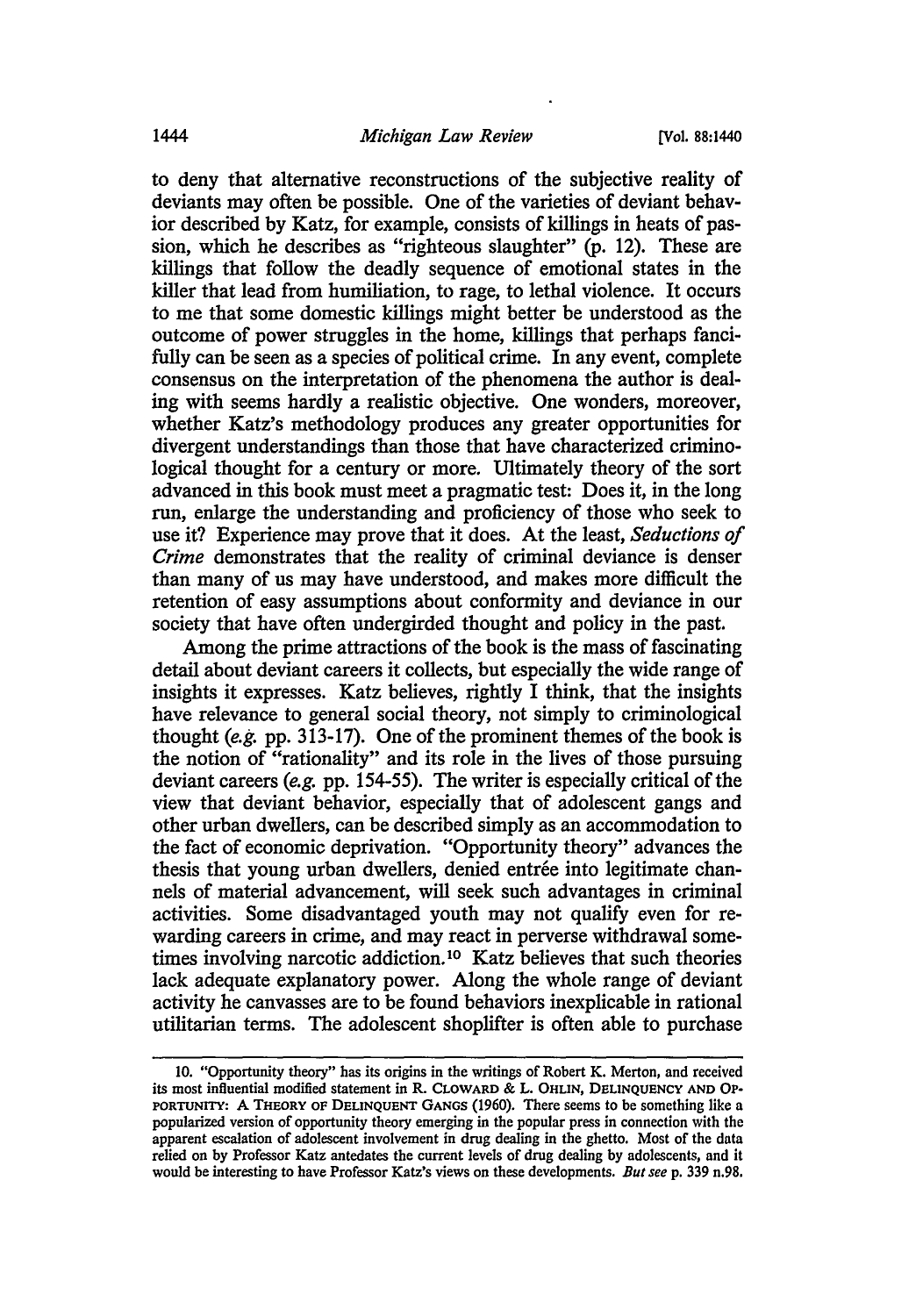to deny that alternative reconstructions of the subjective reality of deviants may often be possible. One of the varieties of deviant behavior described by Katz, for example, consists of killings in heats of passion, which he describes as "righteous slaughter" (p. 12). These are killings that follow the deadly sequence of emotional states in the killer that lead from humiliation, to rage, to lethal violence. It occurs to me that some domestic killings might better be understood as the outcome of power struggles in the home, killings that perhaps fancifully can be seen as a species of political crime. In any event, complete consensus on the interpretation of the phenomena the author is dealing with seems hardly a realistic objective. One wonders, moreover, whether Katz's methodology produces any greater opportunities for divergent understandings than those that have characterized criminological thought for a century or more. Ultimately theory of the sort advanced in this book must meet a pragmatic test: Does it, in the long run, enlarge the understanding and proficiency of those who seek to use it? Experience may prove that it does. At the least, *Seductions of Crime* demonstrates that the reality of criminal deviance is denser than many of us may have understood, and makes more difficult the retention of easy assumptions about conformity and deviance in our society that have often undergirded thought and policy in the past.

Among the prime attractions of the book is the mass of fascinating detail about deviant careers it collects, but especially the wide range of insights it expresses. Katz believes, rightly I think, that the insights have relevance to general social theory, not simply to criminological thought (*e.g.* pp. 313-17). One of the prominent themes of the book is the notion of "rationality" and its role in the lives of those pursuing deviant careers (*e.g.* pp. 154-55). The writer is especially critical of the view that deviant behavior, especially that of adolescent gangs and other urban dwellers, can be described simply as an accommodation to the fact of economic deprivation. "Opportunity theory" advances the thesis that young urban dwellers, denied entrée into legitimate channels of material advancement, will seek such advantages in criminal activities. Some disadvantaged youth may not qualify even for rewarding careers in crime, and may react in perverse withdrawal sometimes involving narcotic addiction.[10] Katz believes that such theories lack adequate explanatory power. Along the whole range of deviant activity he canvasses are to be found behaviors inexplicable in rational utilitarian terms. The adolescent shoplifter is often able to purchase

---

10. "Opportunity theory" has its origins in the writings of Robert K. Merton, and received its most influential modified statement in R. CLOWARD & L. OHLIN, DELINQUENCY AND OPPORTUNITY: A THEORY OF DELINQUENT GANGS (1960). There seems to be something like a popularized version of opportunity theory emerging in the popular press in connection with the apparent escalation of adolescent involvement in drug dealing in the ghetto. Most of the data relied on by Professor Katz antedates the current levels of drug dealing by adolescents, and it would be interesting to have Professor Katz's views on these developments. *But see* p. 339 n.98.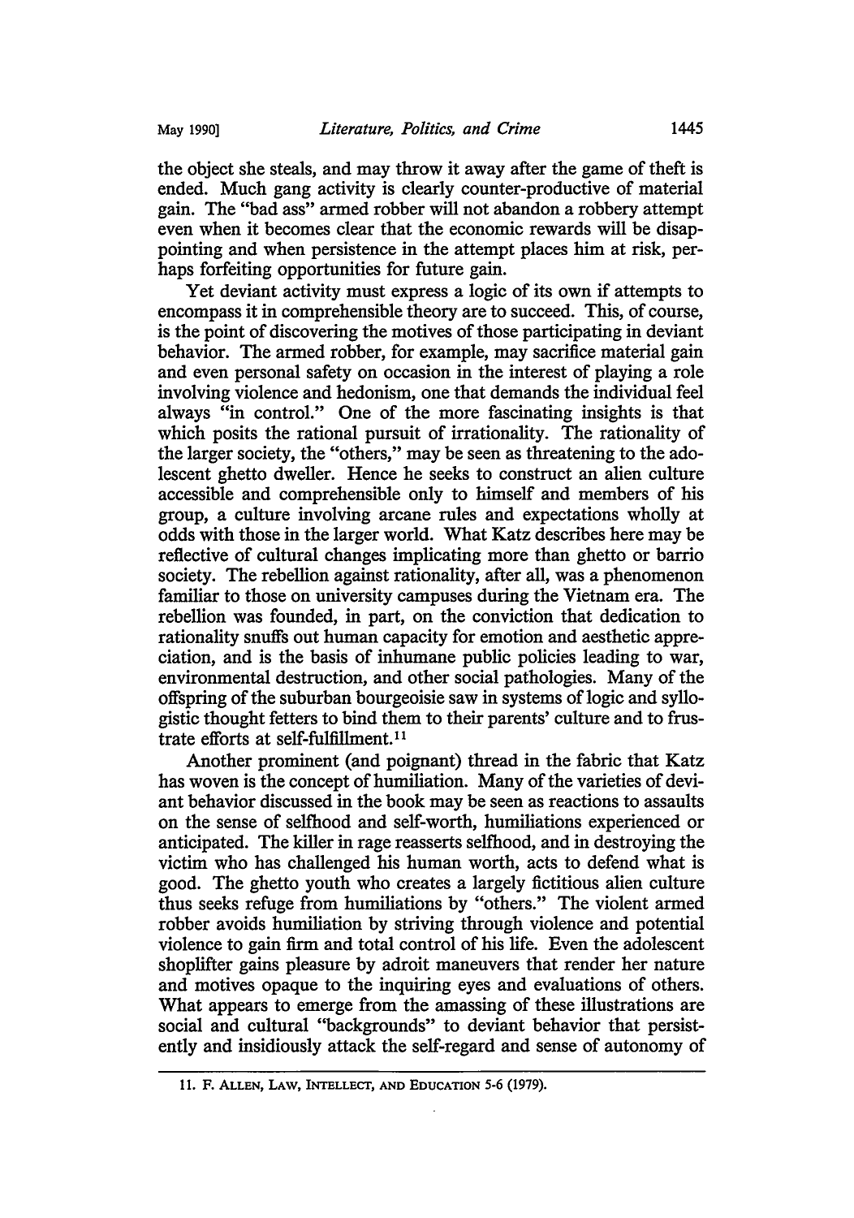the object she steals, and may throw it away after the game of theft is ended. Much gang activity is clearly counter-productive of material gain. The "bad ass" armed robber will not abandon a robbery attempt even when it becomes clear that the economic rewards will be disappointing and when persistence in the attempt places him at risk, perhaps forfeiting opportunities for future gain.

Yet deviant activity must express a logic of its own if attempts to encompass it in comprehensible theory are to succeed. This, of course, is the point of discovering the motives of those participating in deviant behavior. The armed robber, for example, may sacrifice material gain and even personal safety on occasion in the interest of playing a role involving violence and hedonism, one that demands the individual feel always "in control." One of the more fascinating insights is that which posits the rational pursuit of irrationality. The rationality of the larger society, the "others," may be seen as threatening to the adolescent ghetto dweller. Hence he seeks to construct an alien culture accessible and comprehensible only to himself and members of his group, a culture involving arcane rules and expectations wholly at odds with those in the larger world. What Katz describes here may be reflective of cultural changes implicating more than ghetto or barrio society. The rebellion against rationality, after all, was a phenomenon familiar to those on university campuses during the Vietnam era. The rebellion was founded, in part, on the conviction that dedication to rationality snuffs out human capacity for emotion and aesthetic appreciation, and is the basis of inhumane public policies leading to war, environmental destruction, and other social pathologies. Many of the offspring of the suburban bourgeoisie saw in systems of logic and syllogistic thought fetters to bind them to their parents' culture and to frustrate efforts at self-fulfillment.[11]

Another prominent (and poignant) thread in the fabric that Katz has woven is the concept of humiliation. Many of the varieties of deviant behavior discussed in the book may be seen as reactions to assaults on the sense of selfhood and self-worth, humiliations experienced or anticipated. The killer in rage reasserts selfhood, and in destroying the victim who has challenged his human worth, acts to defend what is good. The ghetto youth who creates a largely fictitious alien culture thus seeks refuge from humiliations by "others." The violent armed robber avoids humiliation by striving through violence and potential violence to gain firm and total control of his life. Even the adolescent shoplifter gains pleasure by adroit maneuvers that render her nature and motives opaque to the inquiring eyes and evaluations of others. What appears to emerge from the amassing of these illustrations are social and cultural "backgrounds" to deviant behavior that persistently and insidiously attack the self-regard and sense of autonomy of

11. F. Allen, Law, Intellect, and Education 5-6 (1979).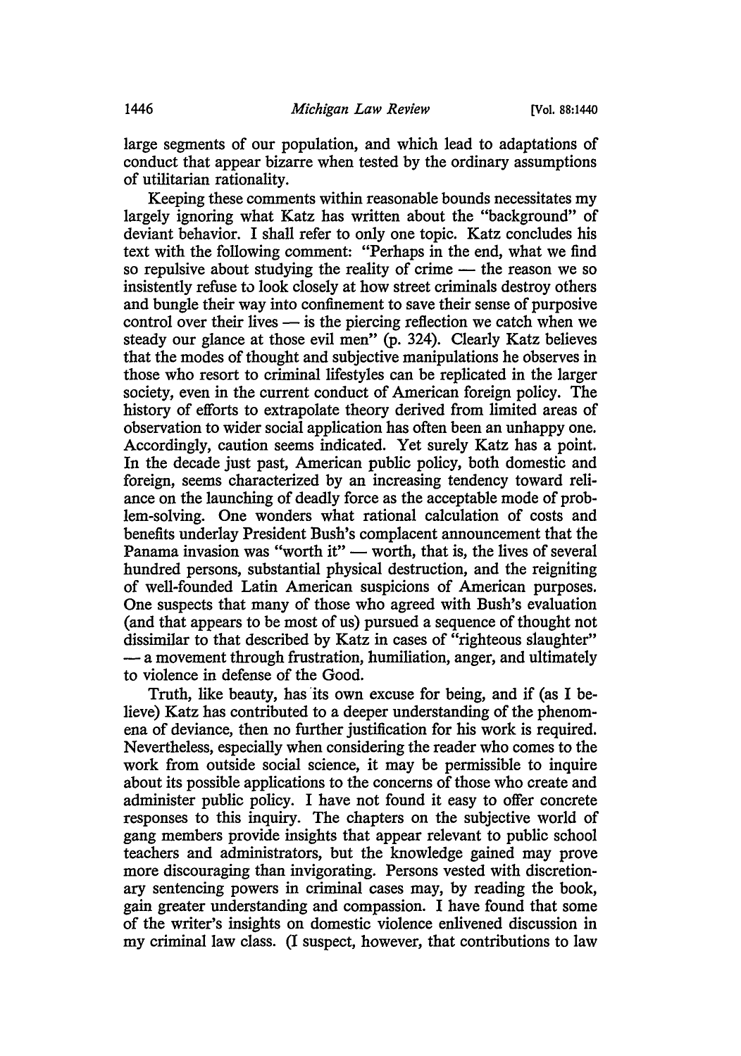large segments of our population, and which lead to adaptations of conduct that appear bizarre when tested by the ordinary assumptions of utilitarian rationality.

Keeping these comments within reasonable bounds necessitates my largely ignoring what Katz has written about the "background" of deviant behavior. I shall refer to only one topic. Katz concludes his text with the following comment: "Perhaps in the end, what we find so repulsive about studying the reality of crime — the reason we so insistently refuse to look closely at how street criminals destroy others and bungle their way into confinement to save their sense of purposive control over their lives — is the piercing reflection we catch when we steady our glance at those evil men" (p. 324). Clearly Katz believes that the modes of thought and subjective manipulations he observes in those who resort to criminal lifestyles can be replicated in the larger society, even in the current conduct of American foreign policy. The history of efforts to extrapolate theory derived from limited areas of observation to wider social application has often been an unhappy one. Accordingly, caution seems indicated. Yet surely Katz has a point. In the decade just past, American public policy, both domestic and foreign, seems characterized by an increasing tendency toward reliance on the launching of deadly force as the acceptable mode of problem-solving. One wonders what rational calculation of costs and benefits underlay President Bush's complacent announcement that the Panama invasion was "worth it" — worth, that is, the lives of several hundred persons, substantial physical destruction, and the reigniting of well-founded Latin American suspicions of American purposes. One suspects that many of those who agreed with Bush's evaluation (and that appears to be most of us) pursued a sequence of thought not dissimilar to that described by Katz in cases of "righteous slaughter" — a movement through frustration, humiliation, anger, and ultimately to violence in defense of the Good.

Truth, like beauty, has its own excuse for being, and if (as I believe) Katz has contributed to a deeper understanding of the phenomena of deviance, then no further justification for his work is required. Nevertheless, especially when considering the reader who comes to the work from outside social science, it may be permissible to inquire about its possible applications to the concerns of those who create and administer public policy. I have not found it easy to offer concrete responses to this inquiry. The chapters on the subjective world of gang members provide insights that appear relevant to public school teachers and administrators, but the knowledge gained may prove more discouraging than invigorating. Persons vested with discretionary sentencing powers in criminal cases may, by reading the book, gain greater understanding and compassion. I have found that some of the writer's insights on domestic violence enlivened discussion in my criminal law class. (I suspect, however, that contributions to law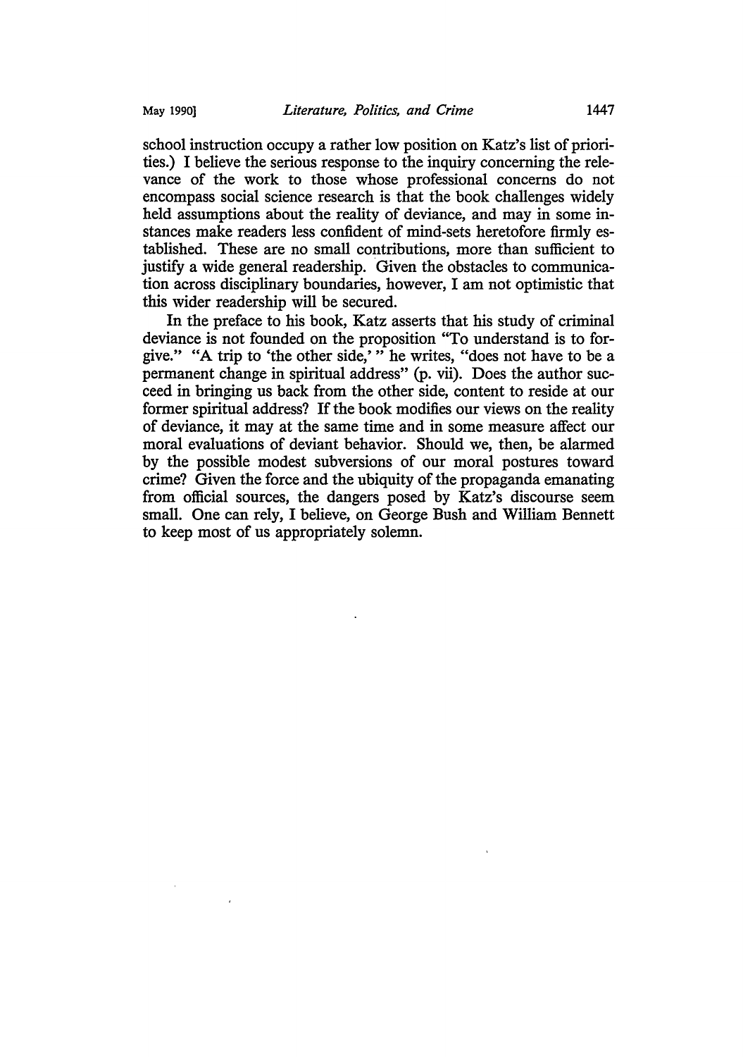school instruction occupy a rather low position on Katz's list of priorities.) I believe the serious response to the inquiry concerning the relevance of the work to those whose professional concerns do not encompass social science research is that the book challenges widely held assumptions about the reality of deviance, and may in some instances make readers less confident of mind-sets heretofore firmly established. These are no small contributions, more than sufficient to justify a wide general readership. Given the obstacles to communication across disciplinary boundaries, however, I am not optimistic that this wider readership will be secured.

In the preface to his book, Katz asserts that his study of criminal deviance is not founded on the proposition "To understand is to forgive." "A trip to 'the other side,'" he writes, "does not have to be a permanent change in spiritual address" (p. vii). Does the author succeed in bringing us back from the other side, content to reside at our former spiritual address? If the book modifies our views on the reality of deviance, it may at the same time and in some measure affect our moral evaluations of deviant behavior. Should we, then, be alarmed by the possible modest subversions of our moral postures toward crime? Given the force and the ubiquity of the propaganda emanating from official sources, the dangers posed by Katz's discourse seem small. One can rely, I believe, on George Bush and William Bennett to keep most of us appropriately solemn.